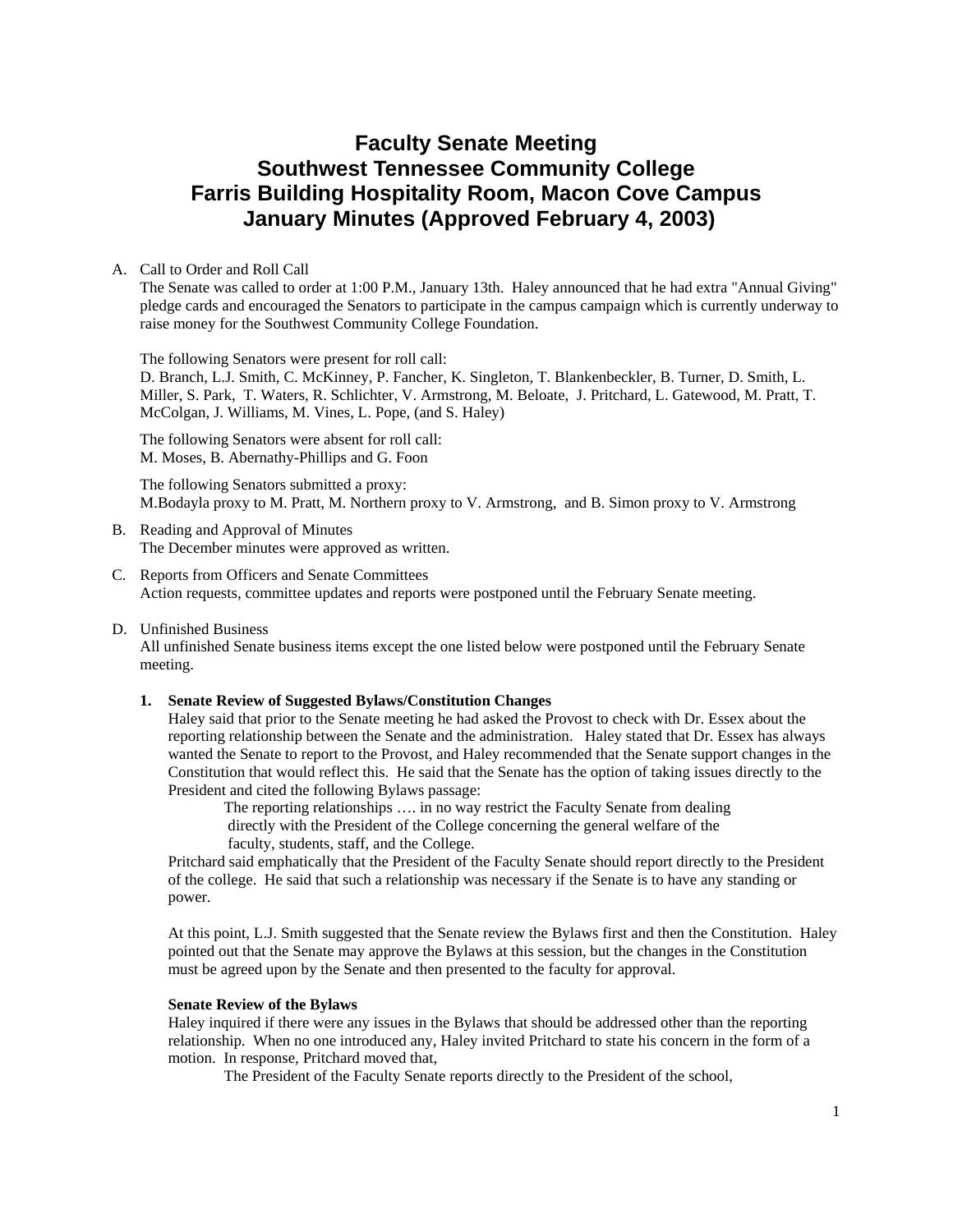# Faculty Senate Meeting
# Southwest Tennessee Community College
# Farris Building Hospitality Room, Macon Cove Campus
# January Minutes (Approved February 4, 2003)

A. Call to Order and Roll Call

The Senate was called to order at 1:00 P.M., January 13th. Haley announced that he had extra "Annual Giving" pledge cards and encouraged the Senators to participate in the campus campaign which is currently underway to raise money for the Southwest Community College Foundation.

The following Senators were present for roll call:
D. Branch, L.J. Smith, C. McKinney, P. Fancher, K. Singleton, T. Blankenbeckler, B. Turner, D. Smith, L. Miller, S. Park, T. Waters, R. Schlichter, V. Armstrong, M. Beloate, J. Pritchard, L. Gatewood, M. Pratt, T. McColgan, J. Williams, M. Vines, L. Pope, (and S. Haley)

The following Senators were absent for roll call:
M. Moses, B. Abernathy-Phillips and G. Foon

The following Senators submitted a proxy:
M.Bodayla proxy to M. Pratt, M. Northern proxy to V. Armstrong, and B. Simon proxy to V. Armstrong

B. Reading and Approval of Minutes

The December minutes were approved as written.

C. Reports from Officers and Senate Committees

Action requests, committee updates and reports were postponed until the February Senate meeting.

D. Unfinished Business

All unfinished Senate business items except the one listed below were postponed until the February Senate meeting.

**1. Senate Review of Suggested Bylaws/Constitution Changes**

Haley said that prior to the Senate meeting he had asked the Provost to check with Dr. Essex about the reporting relationship between the Senate and the administration. Haley stated that Dr. Essex has always wanted the Senate to report to the Provost, and Haley recommended that the Senate support changes in the Constitution that would reflect this. He said that the Senate has the option of taking issues directly to the President and cited the following Bylaws passage:

> The reporting relationships …. in no way restrict the Faculty Senate from dealing directly with the President of the College concerning the general welfare of the faculty, students, staff, and the College.

Pritchard said emphatically that the President of the Faculty Senate should report directly to the President of the college. He said that such a relationship was necessary if the Senate is to have any standing or power.

At this point, L.J. Smith suggested that the Senate review the Bylaws first and then the Constitution. Haley pointed out that the Senate may approve the Bylaws at this session, but the changes in the Constitution must be agreed upon by the Senate and then presented to the faculty for approval.

**Senate Review of the Bylaws**

Haley inquired if there were any issues in the Bylaws that should be addressed other than the reporting relationship. When no one introduced any, Haley invited Pritchard to state his concern in the form of a motion. In response, Pritchard moved that,

> The President of the Faculty Senate reports directly to the President of the school,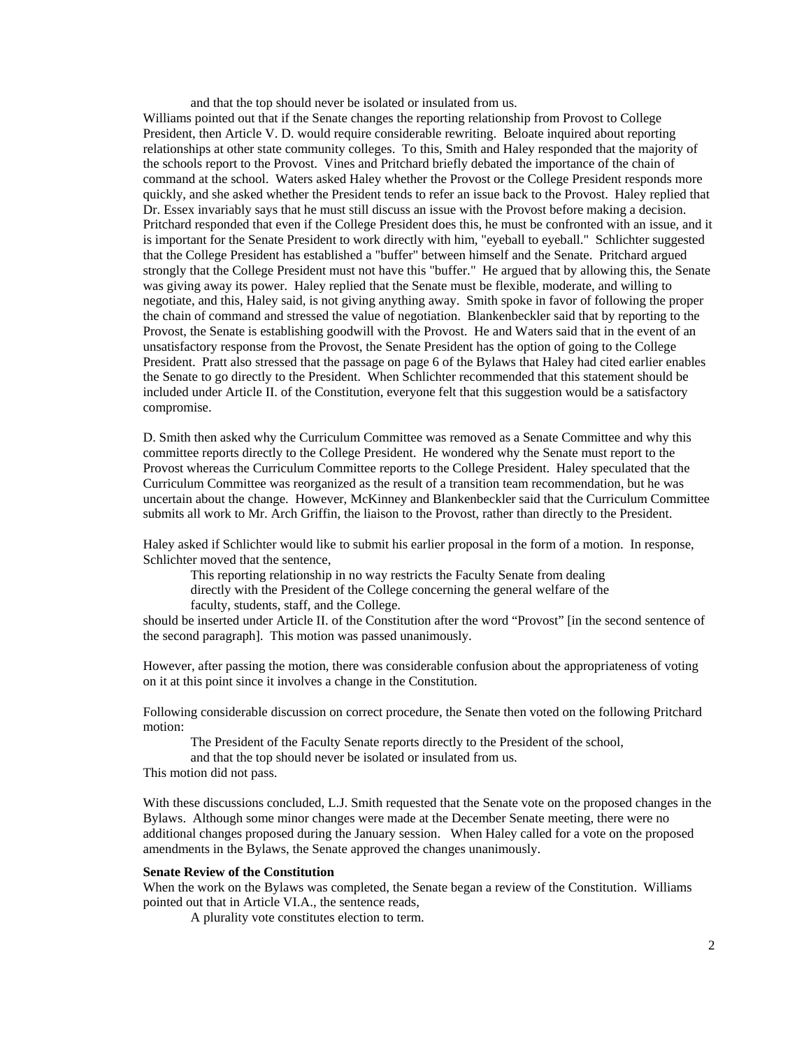and that the top should never be isolated or insulated from us.

Williams pointed out that if the Senate changes the reporting relationship from Provost to College President, then Article V. D. would require considerable rewriting. Beloate inquired about reporting relationships at other state community colleges. To this, Smith and Haley responded that the majority of the schools report to the Provost. Vines and Pritchard briefly debated the importance of the chain of command at the school. Waters asked Haley whether the Provost or the College President responds more quickly, and she asked whether the President tends to refer an issue back to the Provost. Haley replied that Dr. Essex invariably says that he must still discuss an issue with the Provost before making a decision. Pritchard responded that even if the College President does this, he must be confronted with an issue, and it is important for the Senate President to work directly with him, "eyeball to eyeball." Schlichter suggested that the College President has established a "buffer" between himself and the Senate. Pritchard argued strongly that the College President must not have this "buffer." He argued that by allowing this, the Senate was giving away its power. Haley replied that the Senate must be flexible, moderate, and willing to negotiate, and this, Haley said, is not giving anything away. Smith spoke in favor of following the proper the chain of command and stressed the value of negotiation. Blankenbeckler said that by reporting to the Provost, the Senate is establishing goodwill with the Provost. He and Waters said that in the event of an unsatisfactory response from the Provost, the Senate President has the option of going to the College President. Pratt also stressed that the passage on page 6 of the Bylaws that Haley had cited earlier enables the Senate to go directly to the President. When Schlichter recommended that this statement should be included under Article II. of the Constitution, everyone felt that this suggestion would be a satisfactory compromise.

D. Smith then asked why the Curriculum Committee was removed as a Senate Committee and why this committee reports directly to the College President. He wondered why the Senate must report to the Provost whereas the Curriculum Committee reports to the College President. Haley speculated that the Curriculum Committee was reorganized as the result of a transition team recommendation, but he was uncertain about the change. However, McKinney and Blankenbeckler said that the Curriculum Committee submits all work to Mr. Arch Griffin, the liaison to the Provost, rather than directly to the President.

Haley asked if Schlichter would like to submit his earlier proposal in the form of a motion. In response, Schlichter moved that the sentence,

> This reporting relationship in no way restricts the Faculty Senate from dealing directly with the President of the College concerning the general welfare of the faculty, students, staff, and the College.

should be inserted under Article II. of the Constitution after the word "Provost" [in the second sentence of the second paragraph]. This motion was passed unanimously.

However, after passing the motion, there was considerable confusion about the appropriateness of voting on it at this point since it involves a change in the Constitution.

Following considerable discussion on correct procedure, the Senate then voted on the following Pritchard motion:

> The President of the Faculty Senate reports directly to the President of the school, and that the top should never be isolated or insulated from us.

This motion did not pass.

With these discussions concluded, L.J. Smith requested that the Senate vote on the proposed changes in the Bylaws. Although some minor changes were made at the December Senate meeting, there were no additional changes proposed during the January session. When Haley called for a vote on the proposed amendments in the Bylaws, the Senate approved the changes unanimously.

**Senate Review of the Constitution**

When the work on the Bylaws was completed, the Senate began a review of the Constitution. Williams pointed out that in Article VI.A., the sentence reads,

> A plurality vote constitutes election to term.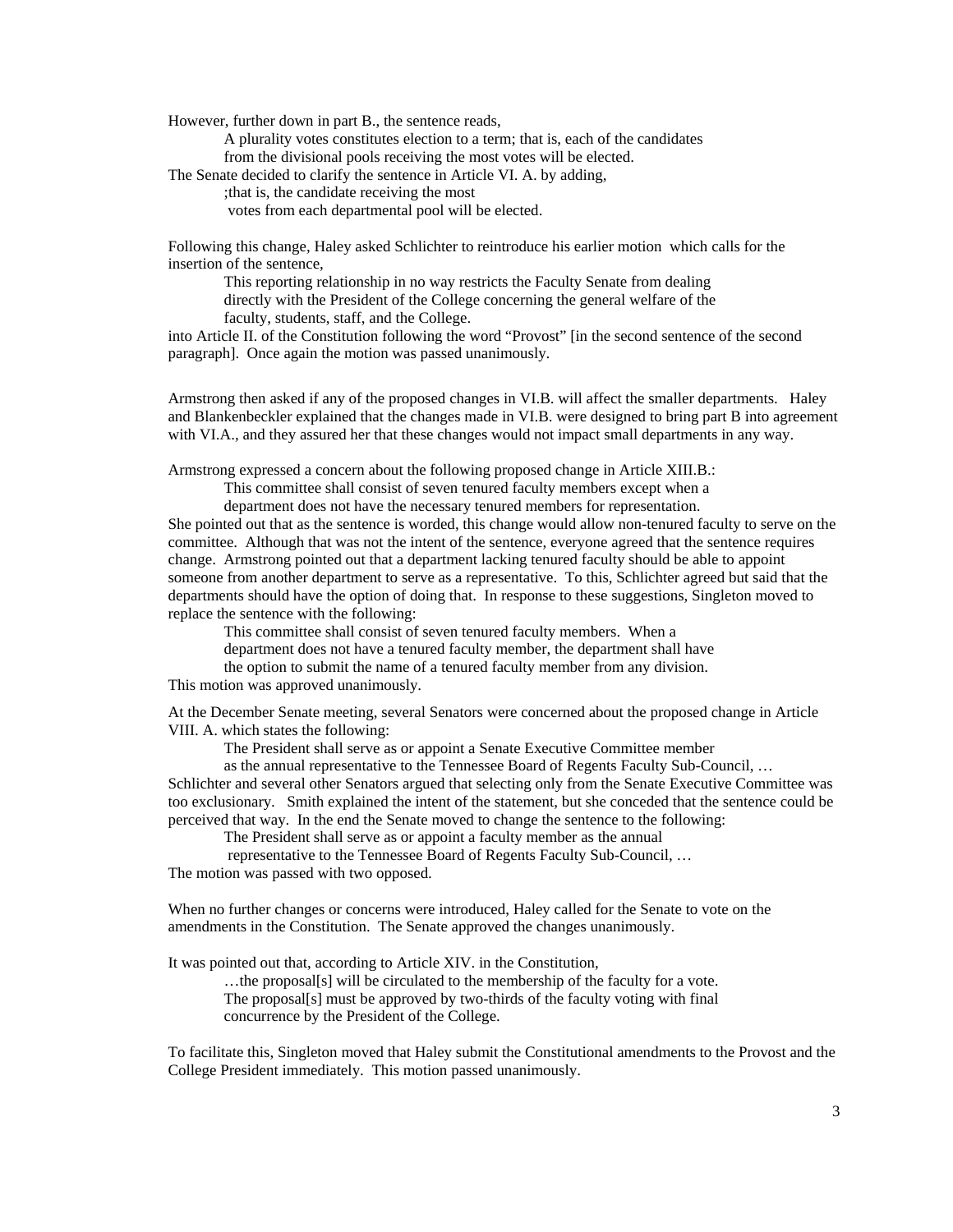However, further down in part B., the sentence reads,

> A plurality votes constitutes election to a term; that is, each of the candidates from the divisional pools receiving the most votes will be elected.

The Senate decided to clarify the sentence in Article VI. A. by adding,

> ;that is, the candidate receiving the most votes from each departmental pool will be elected.

Following this change, Haley asked Schlichter to reintroduce his earlier motion which calls for the insertion of the sentence,

> This reporting relationship in no way restricts the Faculty Senate from dealing directly with the President of the College concerning the general welfare of the faculty, students, staff, and the College.

into Article II. of the Constitution following the word "Provost" [in the second sentence of the second paragraph]. Once again the motion was passed unanimously.

Armstrong then asked if any of the proposed changes in VI.B. will affect the smaller departments. Haley and Blankenbeckler explained that the changes made in VI.B. were designed to bring part B into agreement with VI.A., and they assured her that these changes would not impact small departments in any way.

Armstrong expressed a concern about the following proposed change in Article XIII.B.:

> This committee shall consist of seven tenured faculty members except when a department does not have the necessary tenured members for representation.

She pointed out that as the sentence is worded, this change would allow non-tenured faculty to serve on the committee. Although that was not the intent of the sentence, everyone agreed that the sentence requires change. Armstrong pointed out that a department lacking tenured faculty should be able to appoint someone from another department to serve as a representative. To this, Schlichter agreed but said that the departments should have the option of doing that. In response to these suggestions, Singleton moved to replace the sentence with the following:

> This committee shall consist of seven tenured faculty members. When a department does not have a tenured faculty member, the department shall have the option to submit the name of a tenured faculty member from any division.

This motion was approved unanimously.

At the December Senate meeting, several Senators were concerned about the proposed change in Article VIII. A. which states the following:

> The President shall serve as or appoint a Senate Executive Committee member as the annual representative to the Tennessee Board of Regents Faculty Sub-Council, …

Schlichter and several other Senators argued that selecting only from the Senate Executive Committee was too exclusionary. Smith explained the intent of the statement, but she conceded that the sentence could be perceived that way. In the end the Senate moved to change the sentence to the following:

> The President shall serve as or appoint a faculty member as the annual representative to the Tennessee Board of Regents Faculty Sub-Council, …

The motion was passed with two opposed.

When no further changes or concerns were introduced, Haley called for the Senate to vote on the amendments in the Constitution. The Senate approved the changes unanimously.

It was pointed out that, according to Article XIV. in the Constitution,

> …the proposal[s] will be circulated to the membership of the faculty for a vote. The proposal[s] must be approved by two-thirds of the faculty voting with final concurrence by the President of the College.

To facilitate this, Singleton moved that Haley submit the Constitutional amendments to the Provost and the College President immediately. This motion passed unanimously.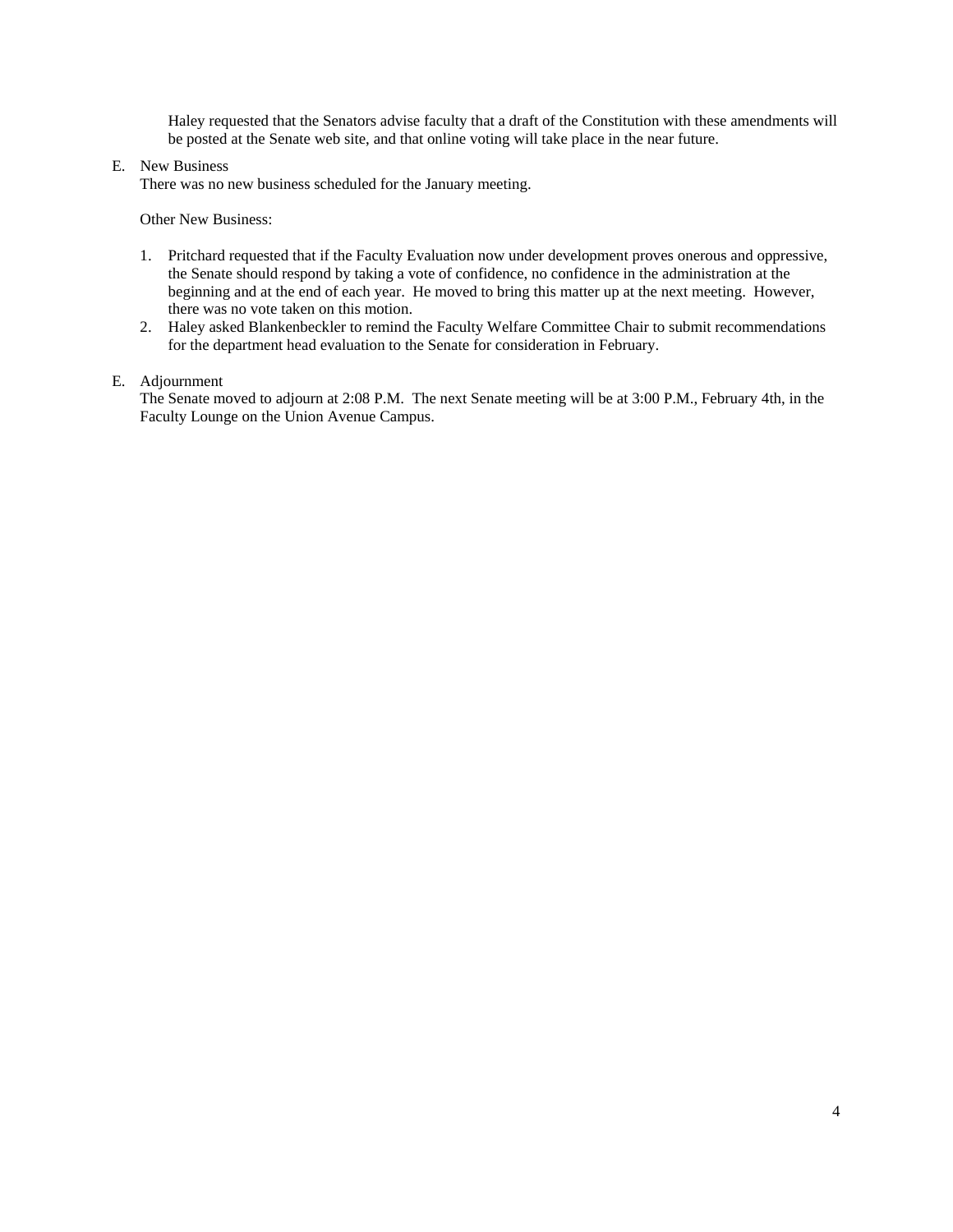Haley requested that the Senators advise faculty that a draft of the Constitution with these amendments will be posted at the Senate web site, and that online voting will take place in the near future.

E. New Business

There was no new business scheduled for the January meeting.

Other New Business:

1. Pritchard requested that if the Faculty Evaluation now under development proves onerous and oppressive, the Senate should respond by taking a vote of confidence, no confidence in the administration at the beginning and at the end of each year. He moved to bring this matter up at the next meeting. However, there was no vote taken on this motion.
2. Haley asked Blankenbeckler to remind the Faculty Welfare Committee Chair to submit recommendations for the department head evaluation to the Senate for consideration in February.

E. Adjournment

The Senate moved to adjourn at 2:08 P.M. The next Senate meeting will be at 3:00 P.M., February 4th, in the Faculty Lounge on the Union Avenue Campus.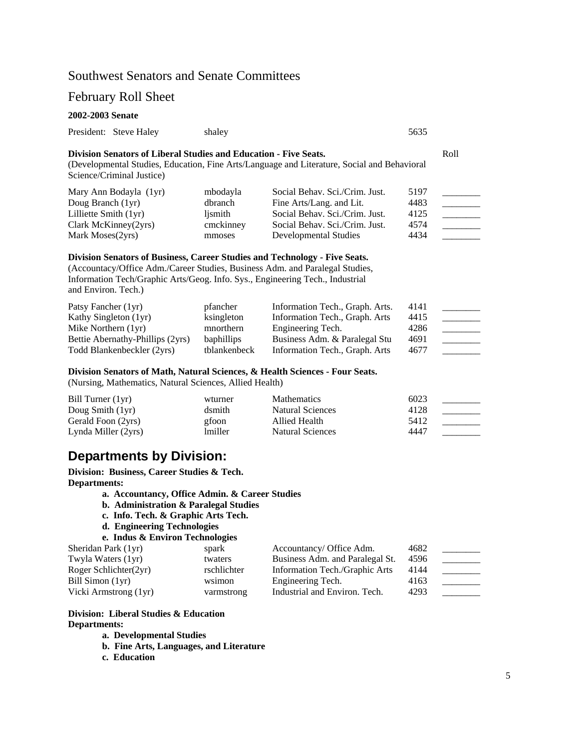## Southwest Senators and Senate Committees

## February Roll Sheet

**2002-2003 Senate**

President: Steve Haley | shaley | 5635

**Division Senators of Liberal Studies and Education - Five Seats.**
(Developmental Studies, Education, Fine Arts/Language and Literature, Social and Behavioral Science/Criminal Justice)

| Name | Username | Department | Ext. | Roll |
|---|---|---|---|---|
| Mary Ann Bodayla (1yr) | mbodayla | Social Behav. Sci./Crim. Just. | 5197 | ________ |
| Doug Branch (1yr) | dbranch | Fine Arts/Lang. and Lit. | 4483 | ________ |
| Lilliette Smith (1yr) | ljsmith | Social Behav. Sci./Crim. Just. | 4125 | ________ |
| Clark McKinney(2yrs) | cmckinney | Social Behav. Sci./Crim. Just. | 4574 | ________ |
| Mark Moses(2yrs) | mmoses | Developmental Studies | 4434 | ________ |

**Division Senators of Business, Career Studies and Technology - Five Seats.**
(Accountacy/Office Adm./Career Studies, Business Adm. and Paralegal Studies, Information Tech/Graphic Arts/Geog. Info. Sys., Engineering Tech., Industrial and Environ. Tech.)

| Name | Username | Department | Ext. | Roll |
|---|---|---|---|---|
| Patsy Fancher (1yr) | pfancher | Information Tech., Graph. Arts. | 4141 | ________ |
| Kathy Singleton (1yr) | ksingleton | Information Tech., Graph. Arts | 4415 | ________ |
| Mike Northern (1yr) | mnorthern | Engineering Tech. | 4286 | ________ |
| Bettie Abernathy-Phillips (2yrs) | baphillips | Business Adm. & Paralegal Stu | 4691 | ________ |
| Todd Blankenbeckler (2yrs) | tblankenbeck | Information Tech., Graph. Arts | 4677 | ________ |

**Division Senators of Math, Natural Sciences, & Health Sciences - Four Seats.**
(Nursing, Mathematics, Natural Sciences, Allied Health)

| Name | Username | Department | Ext. | Roll |
|---|---|---|---|---|
| Bill Turner (1yr) | wturner | Mathematics | 6023 | ________ |
| Doug Smith (1yr) | dsmith | Natural Sciences | 4128 | ________ |
| Gerald Foon (2yrs) | gfoon | Allied Health | 5412 | ________ |
| Lynda Miller (2yrs) | lmiller | Natural Sciences | 4447 | ________ |

# Departments by Division:

**Division: Business, Career Studies & Tech.**
**Departments:**

- **a. Accountancy, Office Admin. & Career Studies**
- **b. Administration & Paralegal Studies**
- **c. Info. Tech. & Graphic Arts Tech.**
- **d. Engineering Technologies**
- **e. Indus & Environ Technologies**

| Name | Username | Department | Ext. | Roll |
|---|---|---|---|---|
| Sheridan Park (1yr) | spark | Accountancy/ Office Adm. | 4682 | ________ |
| Twyla Waters (1yr) | twaters | Business Adm. and Paralegal St. | 4596 | ________ |
| Roger Schlichter(2yr) | rschlichter | Information Tech./Graphic Arts | 4144 | ________ |
| Bill Simon (1yr) | wsimon | Engineering Tech. | 4163 | ________ |
| Vicki Armstrong (1yr) | varmstrong | Industrial and Environ. Tech. | 4293 | ________ |

**Division: Liberal Studies & Education**
**Departments:**

- **a. Developmental Studies**
- **b. Fine Arts, Languages, and Literature**
- **c. Education**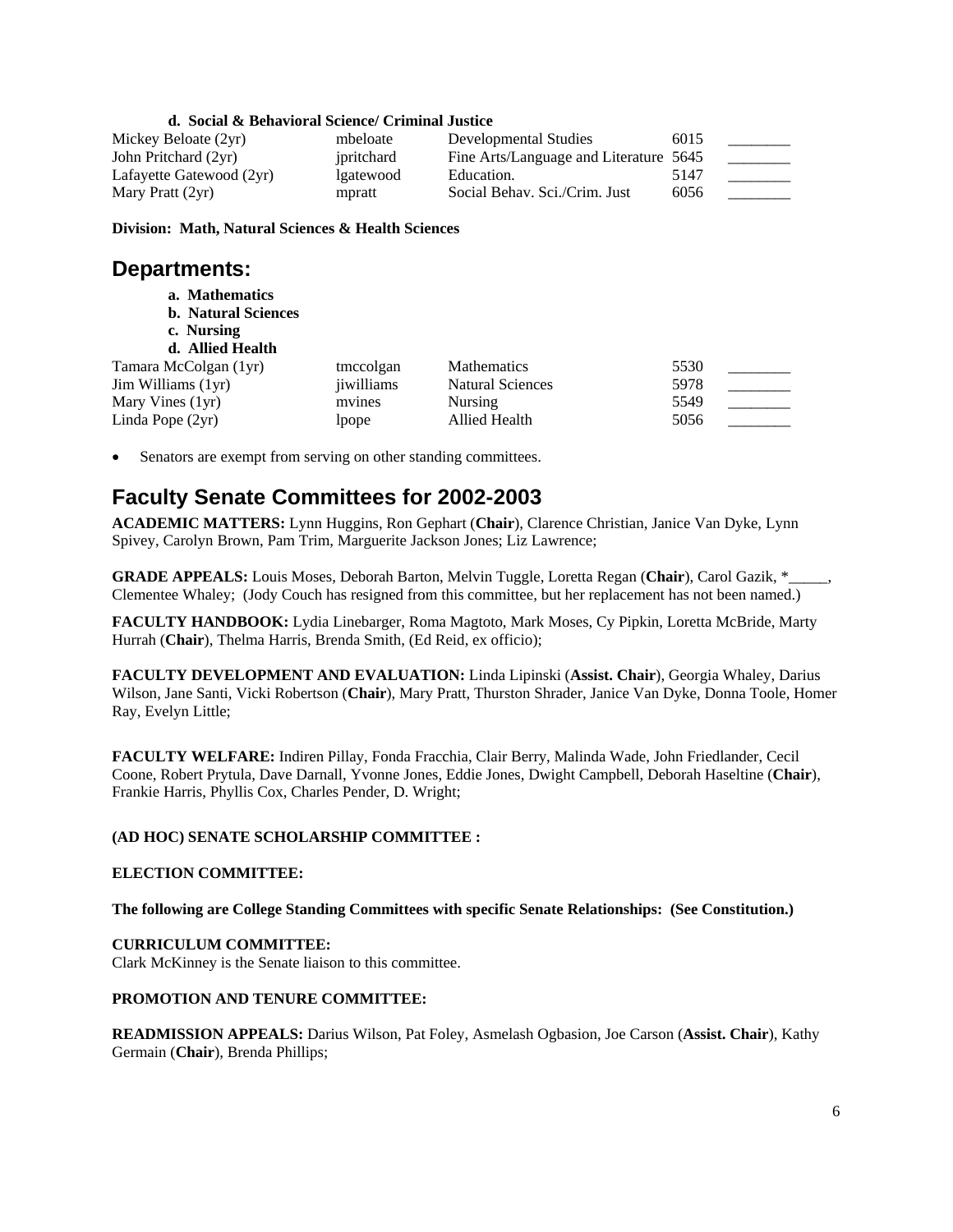**d. Social & Behavioral Science/ Criminal Justice**

| | | | | |
|---|---|---|---|---|
| Mickey Beloate (2yr) | mbeloate | Developmental Studies | 6015 | ________ |
| John Pritchard (2yr) | jpritchard | Fine Arts/Language and Literature | 5645 | ________ |
| Lafayette Gatewood (2yr) | lgatewood | Education. | 5147 | ________ |
| Mary Pratt (2yr) | mpratt | Social Behav. Sci./Crim. Just | 6056 | ________ |

**Division: Math, Natural Sciences & Health Sciences**

## Departments:

**a. Mathematics**
**b. Natural Sciences**
**c. Nursing**
**d. Allied Health**

| | | | | |
|---|---|---|---|---|
| Tamara McColgan (1yr) | tmccolgan | Mathematics | 5530 | ________ |
| Jim Williams (1yr) | jiwilliams | Natural Sciences | 5978 | ________ |
| Mary Vines (1yr) | mvines | Nursing | 5549 | ________ |
| Linda Pope (2yr) | lpope | Allied Health | 5056 | ________ |

- Senators are exempt from serving on other standing committees.

## Faculty Senate Committees for 2002-2003

**ACADEMIC MATTERS:** Lynn Huggins, Ron Gephart (**Chair**), Clarence Christian, Janice Van Dyke, Lynn Spivey, Carolyn Brown, Pam Trim, Marguerite Jackson Jones; Liz Lawrence;

**GRADE APPEALS:** Louis Moses, Deborah Barton, Melvin Tuggle, Loretta Regan (**Chair**), Carol Gazik, *_____, Clementee Whaley; (Jody Couch has resigned from this committee, but her replacement has not been named.)

**FACULTY HANDBOOK:** Lydia Linebarger, Roma Magtoto, Mark Moses, Cy Pipkin, Loretta McBride, Marty Hurrah (**Chair**), Thelma Harris, Brenda Smith, (Ed Reid, ex officio);

**FACULTY DEVELOPMENT AND EVALUATION:** Linda Lipinski (**Assist. Chair**), Georgia Whaley, Darius Wilson, Jane Santi, Vicki Robertson (**Chair**), Mary Pratt, Thurston Shrader, Janice Van Dyke, Donna Toole, Homer Ray, Evelyn Little;

**FACULTY WELFARE:** Indiren Pillay, Fonda Fracchia, Clair Berry, Malinda Wade, John Friedlander, Cecil Coone, Robert Prytula, Dave Darnall, Yvonne Jones, Eddie Jones, Dwight Campbell, Deborah Haseltine (**Chair**), Frankie Harris, Phyllis Cox, Charles Pender, D. Wright;

**(AD HOC) SENATE SCHOLARSHIP COMMITTEE :**

**ELECTION COMMITTEE:**

**The following are College Standing Committees with specific Senate Relationships: (See Constitution.)**

**CURRICULUM COMMITTEE:**
Clark McKinney is the Senate liaison to this committee.

**PROMOTION AND TENURE COMMITTEE:**

**READMISSION APPEALS:** Darius Wilson, Pat Foley, Asmelash Ogbasion, Joe Carson (**Assist. Chair**), Kathy Germain (**Chair**), Brenda Phillips;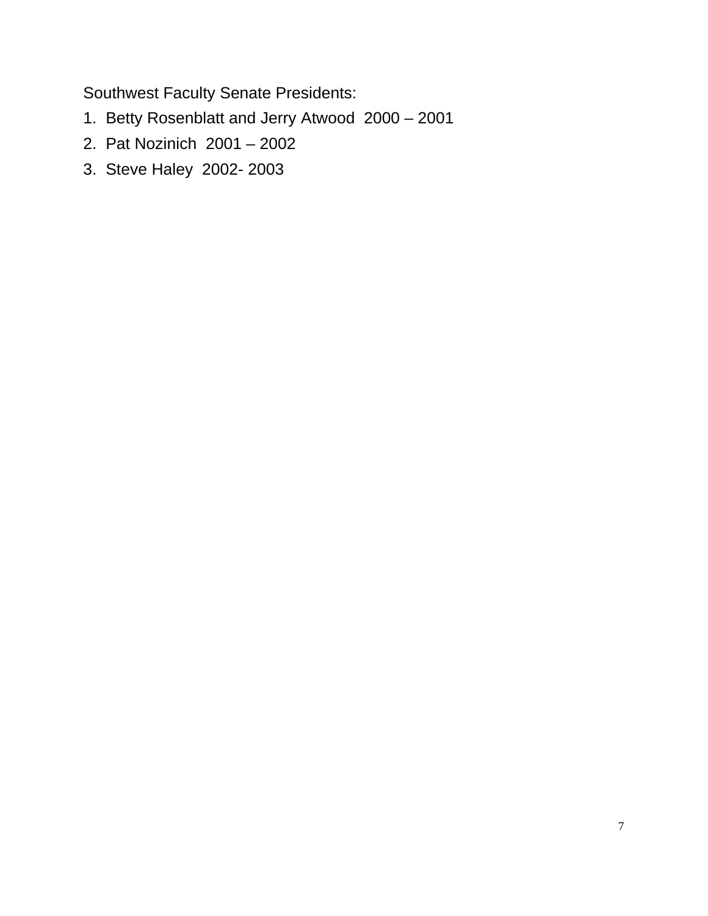Southwest Faculty Senate Presidents:

1. Betty Rosenblatt and Jerry Atwood 2000 – 2001
2. Pat Nozinich 2001 – 2002
3. Steve Haley 2002- 2003